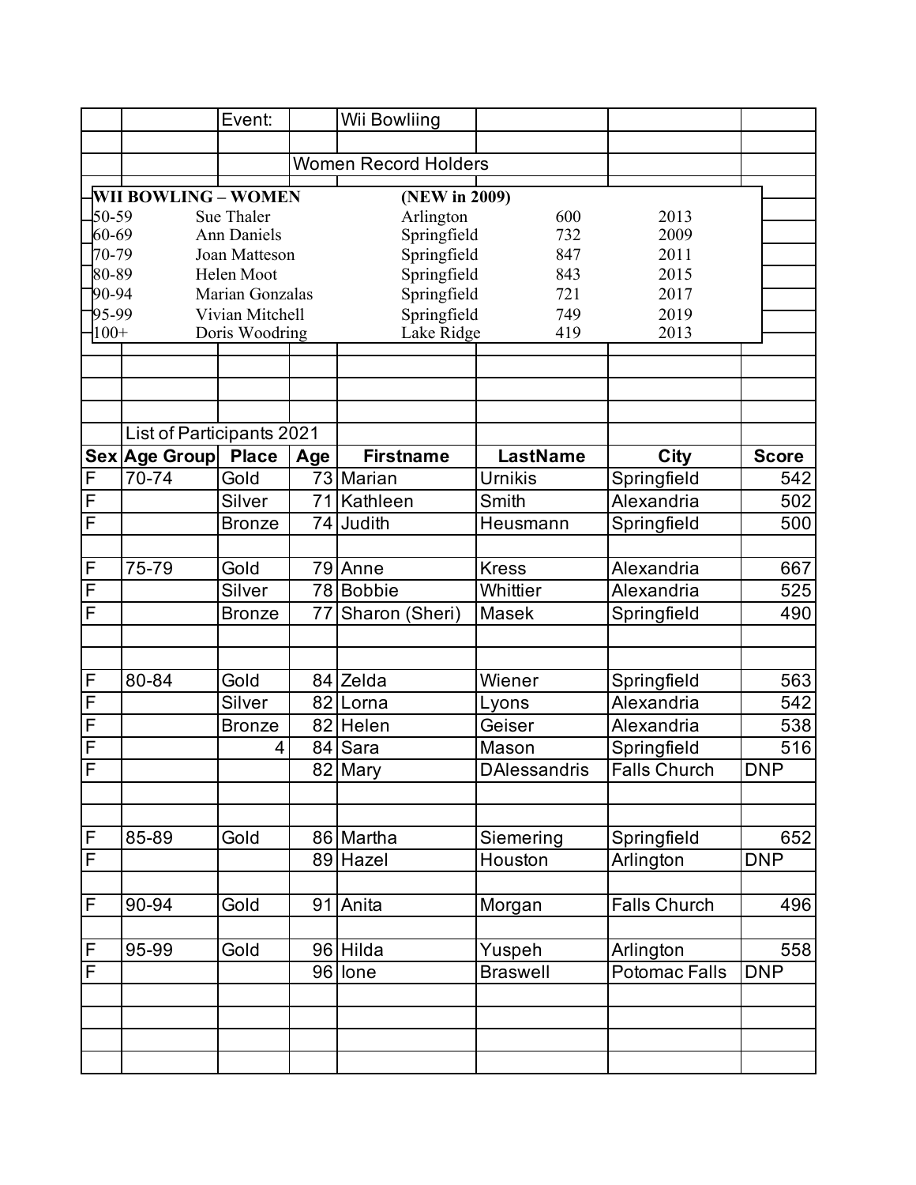Event: Wii Bowliing

Women Record Holders

| WII BOWLING – WOMEN | | (NEW in 2009) | | |
|---|---|---|---|---|
| 50-59 | Sue Thaler | Arlington | 600 | 2013 |
| 60-69 | Ann Daniels | Springfield | 732 | 2009 |
| 70-79 | Joan Matteson | Springfield | 847 | 2011 |
| 80-89 | Helen Moot | Springfield | 843 | 2015 |
| 90-94 | Marian Gonzalas | Springfield | 721 | 2017 |
| 95-99 | Vivian Mitchell | Springfield | 749 | 2019 |
| 100+ | Doris Woodring | Lake Ridge | 419 | 2013 |

List of Participants 2021

| Sex | Age Group | Place | Age | Firstname | LastName | City | Score |
|---|---|---|---|---|---|---|---|
| F | 70-74 | Gold | 73 | Marian | Urnikis | Springfield | 542 |
| F | | Silver | 71 | Kathleen | Smith | Alexandria | 502 |
| F | | Bronze | 74 | Judith | Heusmann | Springfield | 500 |
| | | | | | | | |
| F | 75-79 | Gold | 79 | Anne | Kress | Alexandria | 667 |
| F | | Silver | 78 | Bobbie | Whittier | Alexandria | 525 |
| F | | Bronze | 77 | Sharon (Sheri) | Masek | Springfield | 490 |
| | | | | | | | |
| F | 80-84 | Gold | 84 | Zelda | Wiener | Springfield | 563 |
| F | | Silver | 82 | Lorna | Lyons | Alexandria | 542 |
| F | | Bronze | 82 | Helen | Geiser | Alexandria | 538 |
| F | | 4 | 84 | Sara | Mason | Springfield | 516 |
| F | | | 82 | Mary | DAlessandris | Falls Church | DNP |
| | | | | | | | |
| F | 85-89 | Gold | 86 | Martha | Siemering | Springfield | 652 |
| F | | | 89 | Hazel | Houston | Arlington | DNP |
| | | | | | | | |
| F | 90-94 | Gold | 91 | Anita | Morgan | Falls Church | 496 |
| | | | | | | | |
| F | 95-99 | Gold | 96 | Hilda | Yuspeh | Arlington | 558 |
| F | | | 96 | Ione | Braswell | Potomac Falls | DNP |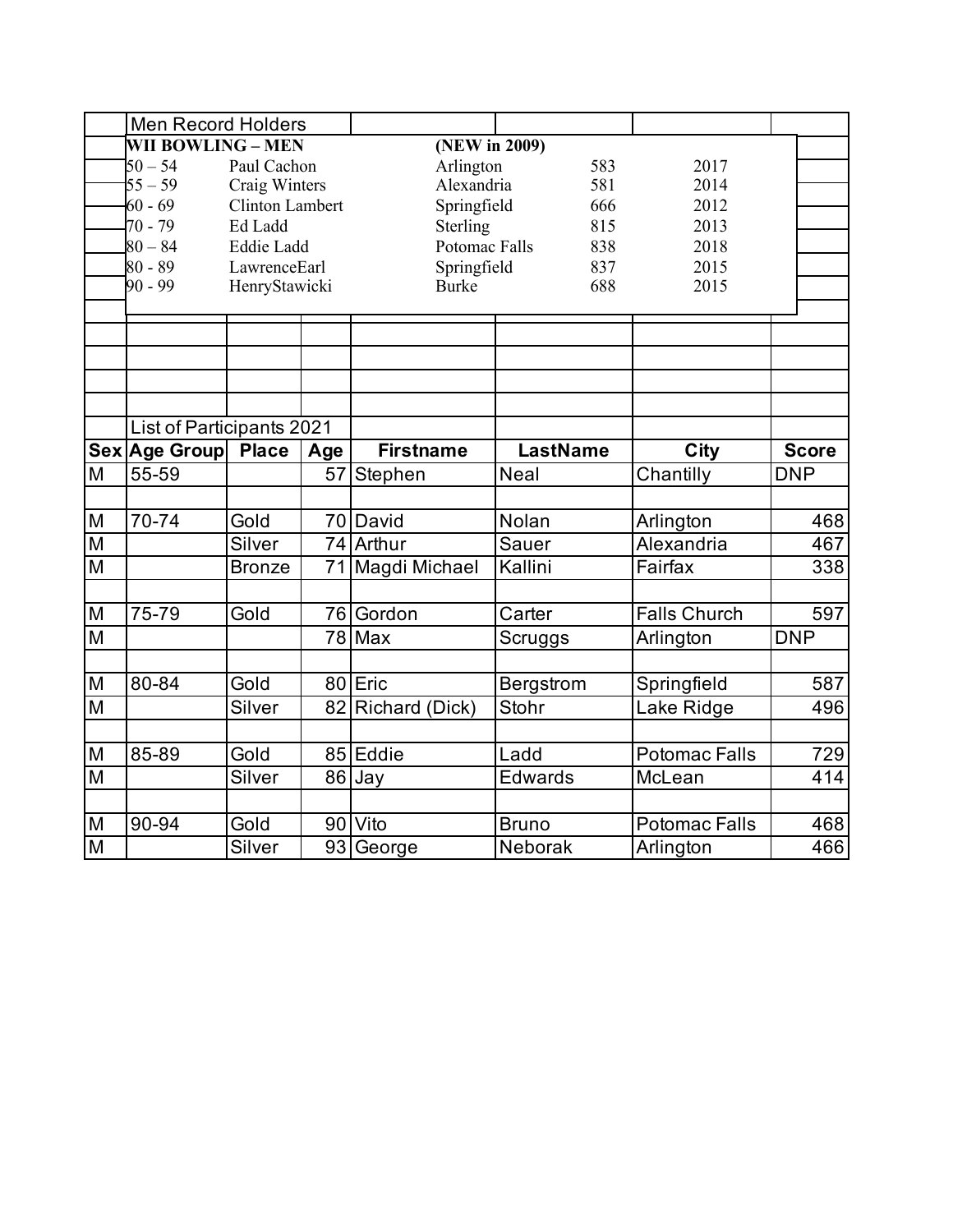Men Record Holders

**WII BOWLING – MEN** **(NEW in 2009)**

| | | | | |
|---|---|---|---|---|
| 50 – 54 | Paul Cachon | Arlington | 583 | 2017 |
| 55 – 59 | Craig Winters | Alexandria | 581 | 2014 |
| 60 - 69 | Clinton Lambert | Springfield | 666 | 2012 |
| 70 - 79 | Ed Ladd | Sterling | 815 | 2013 |
| 80 – 84 | Eddie Ladd | Potomac Falls | 838 | 2018 |
| 80 - 89 | LawrenceEarl | Springfield | 837 | 2015 |
| 90 - 99 | HenryStawicki | Burke | 688 | 2015 |

List of Participants 2021

| Sex | Age Group | Place | Age | Firstname | LastName | City | Score |
|---|---|---|---|---|---|---|---|
| M | 55-59 | | 57 | Stephen | Neal | Chantilly | DNP |
| | | | | | | | |
| M | 70-74 | Gold | 70 | David | Nolan | Arlington | 468 |
| M | | Silver | 74 | Arthur | Sauer | Alexandria | 467 |
| M | | Bronze | 71 | Magdi Michael | Kallini | Fairfax | 338 |
| | | | | | | | |
| M | 75-79 | Gold | 76 | Gordon | Carter | Falls Church | 597 |
| M | | | 78 | Max | Scruggs | Arlington | DNP |
| | | | | | | | |
| M | 80-84 | Gold | 80 | Eric | Bergstrom | Springfield | 587 |
| M | | Silver | 82 | Richard (Dick) | Stohr | Lake Ridge | 496 |
| | | | | | | | |
| M | 85-89 | Gold | 85 | Eddie | Ladd | Potomac Falls | 729 |
| M | | Silver | 86 | Jay | Edwards | McLean | 414 |
| | | | | | | | |
| M | 90-94 | Gold | 90 | Vito | Bruno | Potomac Falls | 468 |
| M | | Silver | 93 | George | Neborak | Arlington | 466 |